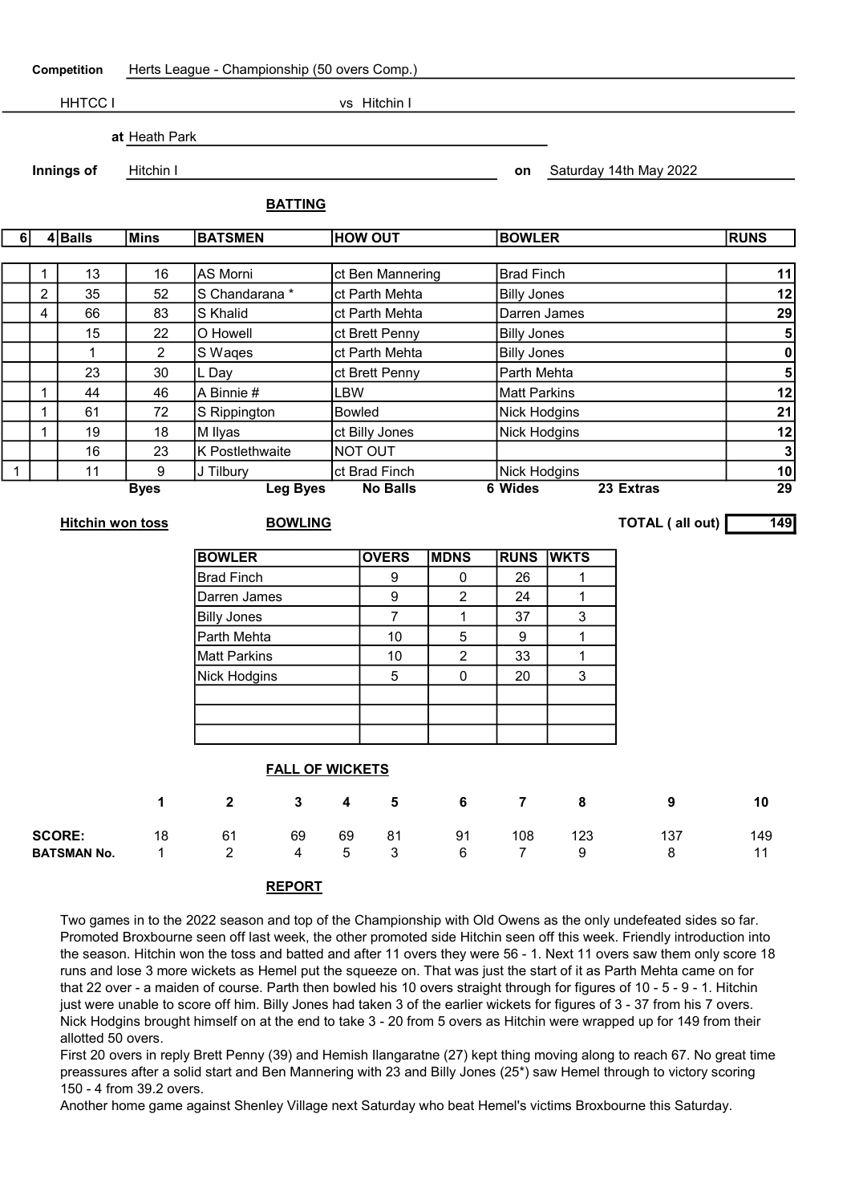**Competition** Herts League - Championship (50 overs Comp.)

HHTCC I vs Hitchin I

**at** Heath Park

**Innings of** Hitchin I **on** Saturday 14th May 2022

**BATTING**

| 6 | 4 | Balls | Mins | BATSMEN | HOW OUT | BOWLER | RUNS |
|---|---|---|---|---|---|---|---|
| | 1 | 13 | 16 | AS Morni | ct Ben Mannering | Brad Finch | 11 |
| | 2 | 35 | 52 | S Chandarana * | ct Parth Mehta | Billy Jones | 12 |
| | 4 | 66 | 83 | S Khalid | ct Parth Mehta | Darren James | 29 |
| | | 15 | 22 | O Howell | ct Brett Penny | Billy Jones | 5 |
| | | 1 | 2 | S Waqes | ct Parth Mehta | Billy Jones | 0 |
| | | 23 | 30 | L Day | ct Brett Penny | Parth Mehta | 5 |
| | 1 | 44 | 46 | A Binnie # | LBW | Matt Parkins | 12 |
| | 1 | 61 | 72 | S Rippington | Bowled | Nick Hodgins | 21 |
| | 1 | 19 | 18 | M Ilyas | ct Billy Jones | Nick Hodgins | 12 |
| | | 16 | 23 | K Postlethwaite | NOT OUT | | 3 |
| 1 | | 11 | 9 | J Tilbury | ct Brad Finch | Nick Hodgins | 10 |

**Byes** **Leg Byes** **No Balls** 6 **Wides** 23 **Extras** 29

**Hitchin won toss**

**TOTAL ( all out)** 149

**BOWLING**

| BOWLER | OVERS | MDNS | RUNS | WKTS |
|---|---|---|---|---|
| Brad Finch | 9 | 0 | 26 | 1 |
| Darren James | 9 | 2 | 24 | 1 |
| Billy Jones | 7 | 1 | 37 | 3 |
| Parth Mehta | 10 | 5 | 9 | 1 |
| Matt Parkins | 10 | 2 | 33 | 1 |
| Nick Hodgins | 5 | 0 | 20 | 3 |

**FALL OF WICKETS**

| | 1 | 2 | 3 | 4 | 5 | 6 | 7 | 8 | 9 | 10 |
|---|---|---|---|---|---|---|---|---|---|---|
| **SCORE:** | 18 | 61 | 69 | 69 | 81 | 91 | 108 | 123 | 137 | 149 |
| **BATSMAN No.** | 1 | 2 | 4 | 5 | 3 | 6 | 7 | 9 | 8 | 11 |

**REPORT**

Two games in to the 2022 season and top of the Championship with Old Owens as the only undefeated sides so far. Promoted Broxbourne seen off last week, the other promoted side Hitchin seen off this week. Friendly introduction into the season. Hitchin won the toss and batted and after 11 overs they were 56 - 1. Next 11 overs saw them only score 18 runs and lose 3 more wickets as Hemel put the squeeze on. That was just the start of it as Parth Mehta came on for that 22 over - a maiden of course. Parth then bowled his 10 overs straight through for figures of 10 - 5 - 9 - 1. Hitchin just were unable to score off him. Billy Jones had taken 3 of the earlier wickets for figures of 3 - 37 from his 7 overs. Nick Hodgins brought himself on at the end to take 3 - 20 from 5 overs as Hitchin were wrapped up for 149 from their allotted 50 overs.

First 20 overs in reply Brett Penny (39) and Hemish Ilangaratne (27) kept thing moving along to reach 67. No great time preassures after a solid start and Ben Mannering with 23 and Billy Jones (25*) saw Hemel through to victory scoring 150 - 4 from 39.2 overs.

Another home game against Shenley Village next Saturday who beat Hemel's victims Broxbourne this Saturday.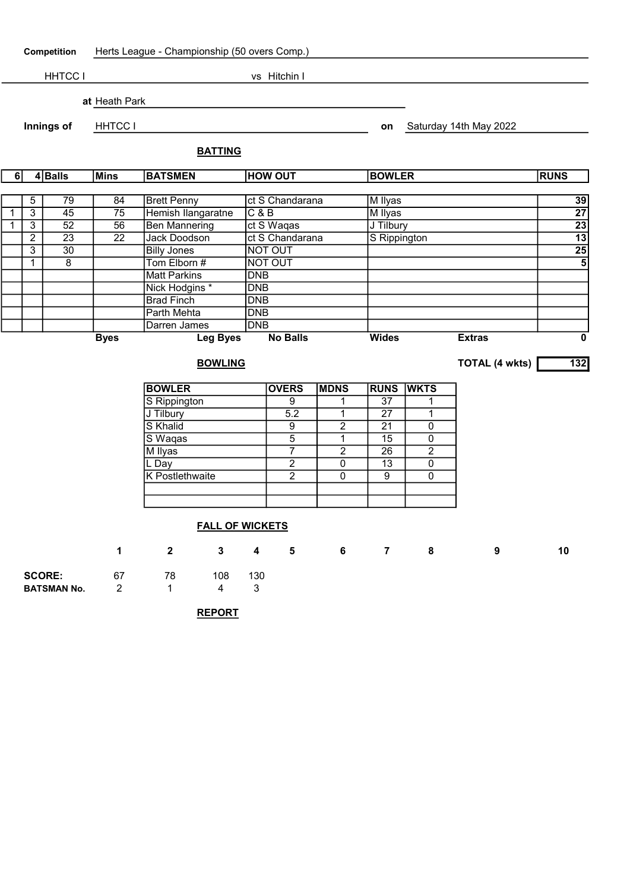**Competition** Herts League - Championship (50 overs Comp.)

HHTCC I vs Hitchin I

**at** Heath Park

**Innings of** HHTCC I **on** Saturday 14th May 2022

## BATTING

| 6 | 4 | Balls | Mins | BATSMEN | HOW OUT | BOWLER | RUNS |
|---|---|---|---|---|---|---|---|
| | 5 | 79 | 84 | Brett Penny | ct S Chandarana | M Ilyas | 39 |
| 1 | 3 | 45 | 75 | Hemish Ilangaratne | C & B | M Ilyas | 27 |
| 1 | 3 | 52 | 56 | Ben Mannering | ct S Waqas | J Tilbury | 23 |
| | 2 | 23 | 22 | Jack Doodson | ct S Chandarana | S Rippington | 13 |
| | 3 | 30 | | Billy Jones | NOT OUT | | 25 |
| | 1 | 8 | | Tom Elborn # | NOT OUT | | 5 |
| | | | | Matt Parkins | DNB | | |
| | | | | Nick Hodgins * | DNB | | |
| | | | | Brad Finch | DNB | | |
| | | | | Parth Mehta | DNB | | |
| | | | | Darren James | DNB | | |

**Byes** **Leg Byes** **No Balls** **Wides** **Extras** 0

**TOTAL (4 wkts)** 132

## BOWLING

| BOWLER | OVERS | MDNS | RUNS | WKTS |
|---|---|---|---|---|
| S Rippington | 9 | 1 | 37 | 1 |
| J Tilbury | 5.2 | 1 | 27 | 1 |
| S Khalid | 9 | 2 | 21 | 0 |
| S Waqas | 5 | 1 | 15 | 0 |
| M Ilyas | 7 | 2 | 26 | 2 |
| L Day | 2 | 0 | 13 | 0 |
| K Postlethwaite | 2 | 0 | 9 | 0 |

## FALL OF WICKETS

| | 1 | 2 | 3 | 4 | 5 | 6 | 7 | 8 | 9 | 10 |
|---|---|---|---|---|---|---|---|---|---|---|
| **SCORE:** | 67 | 78 | 108 | 130 | | | | | | |
| **BATSMAN No.** | 2 | 1 | 4 | 3 | | | | | | |

## REPORT